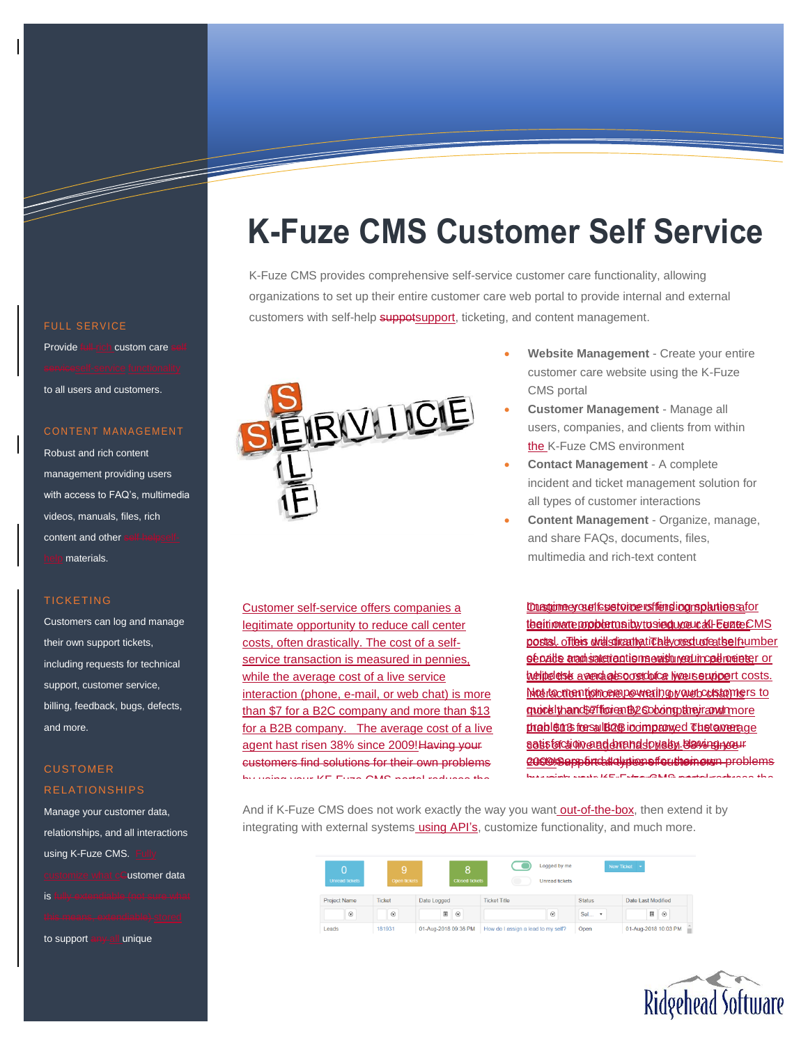# K-Fuze CMS Customer Self Service

K-Fuze CMS provides comprehensive self-service customer care functionality, allowing organizations to set up their entire customer care web portal to provide internal and external customers with self-help support, ticketing, and content management.

- **Website Management** - Create your entire customer care website using the K-Fuze CMS portal
- **Customer Management** - Manage all users, companies, and clients from within the K-Fuze CMS environment
- **Contact Management** - A complete incident and ticket management solution for all types of customer interactions
- **Content Management** - Organize, manage, and share FAQs, documents, files, multimedia and rich-text content

Customer self-service offers companies a legitimate opportunity to reduce call center costs, often drastically. The cost of a self-service transaction is measured in pennies, while the average cost of a live service interaction (phone, e-mail, or web chat) is more than $7 for a B2C company and more than $13 for a B2B company. The average cost of a live agent hast risen 38% since 2009!

Customer self-service offers companies a legitimate opportunity to reduce call center costs. This will dramatically reduce the number of calls and interactions with your call center or helpdesk and also reduce your support costs. Not to mention empowering your customers to quickly and efficiently solving their own problems, resulting in improved customer satisfaction and brand loyalty.

And if K-Fuze CMS does not work exactly the way you want out-of-the-box, then extend it by integrating with external systems using API's, customize functionality, and much more.

| 0 Unread tickets | 9 Open tickets | 8 Closed tickets | Logged by me / Unread tickets | New Ticket |
|---|---|---|---|---|

| Project Name | Ticket | Date Logged | Ticket Title | Status | Date Last Modified |
|---|---|---|---|---|---|
| Leads | 181931 | 01-Aug-2018 09:36 PM | How do I assign a lead to my self? | Open | 01-Aug-2018 10:03 PM |

## FULL SERVICE

Provide custom care self-service functionality to all users and customers.

## CONTENT MANAGEMENT

Robust and rich content management providing users with access to FAQ's, multimedia videos, manuals, files, rich content and other self-help materials.

## TICKETING

Customers can log and manage their own support tickets, including requests for technical support, customer service, billing, feedback, bugs, defects, and more.

## CUSTOMER RELATIONSHIPS

Manage your customer data, relationships, and all interactions using K-Fuze CMS. Customer data is extendable to support unique

Ridgehead Software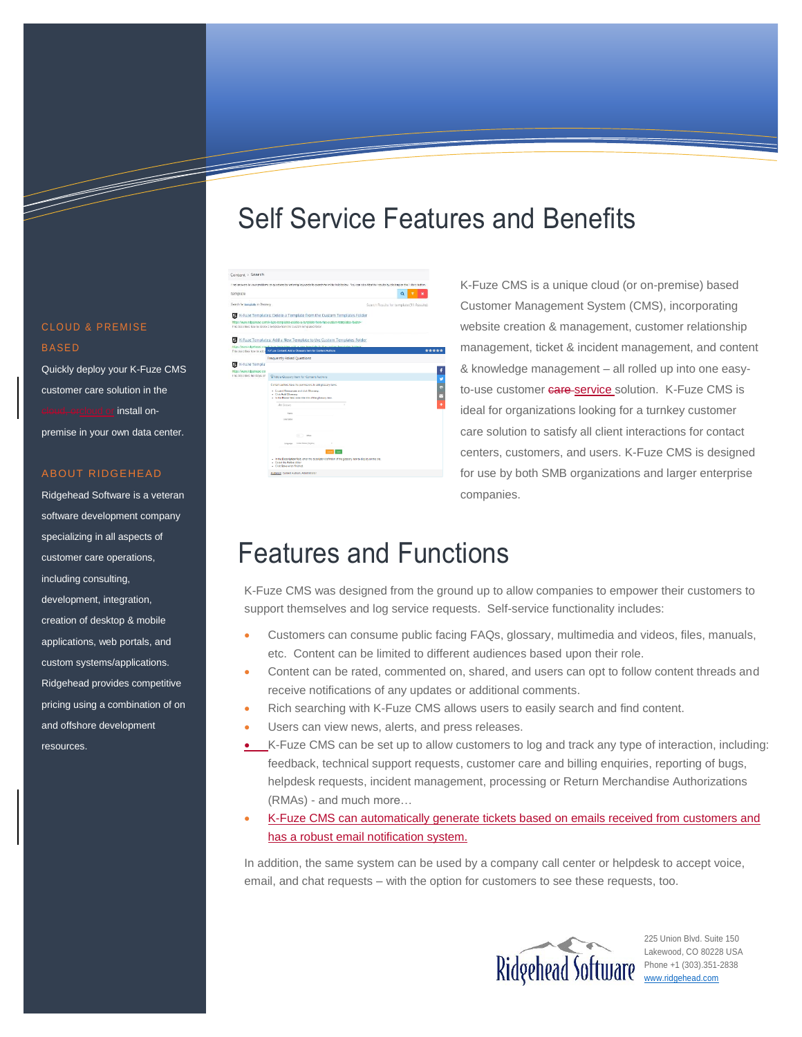# Self Service Features and Benefits

K-Fuze CMS is a unique cloud (or on-premise) based Customer Management System (CMS), incorporating website creation & management, customer relationship management, ticket & incident management, and content & knowledge management – all rolled up into one easy-to-use customer ~~care~~ service solution. K-Fuze CMS is ideal for organizations looking for a turnkey customer care solution to satisfy all client interactions for contact centers, customers, and users. K-Fuze CMS is designed for use by both SMB organizations and larger enterprise companies.

## CLOUD & PREMISE BASED

Quickly deploy your K-Fuze CMS customer care solution in the ~~cloud, or~~ cloud or install on-premise in your own data center.

## ABOUT RIDGEHEAD

Ridgehead Software is a veteran software development company specializing in all aspects of customer care operations, including consulting, development, integration, creation of desktop & mobile applications, web portals, and custom systems/applications. Ridgehead provides competitive pricing using a combination of on and offshore development resources.

# Features and Functions

K-Fuze CMS was designed from the ground up to allow companies to empower their customers to support themselves and log service requests. Self-service functionality includes:

- Customers can consume public facing FAQs, glossary, multimedia and videos, files, manuals, etc. Content can be limited to different audiences based upon their role.
- Content can be rated, commented on, shared, and users can opt to follow content threads and receive notifications of any updates or additional comments.
- Rich searching with K-Fuze CMS allows users to easily search and find content.
- Users can view news, alerts, and press releases.
- K-Fuze CMS can be set up to allow customers to log and track any type of interaction, including: feedback, technical support requests, customer care and billing enquiries, reporting of bugs, helpdesk requests, incident management, processing or Return Merchandise Authorizations (RMAs) - and much more…
- K-Fuze CMS can automatically generate tickets based on emails received from customers and has a robust email notification system.

In addition, the same system can be used by a company call center or helpdesk to accept voice, email, and chat requests – with the option for customers to see these requests, too.

Ridgehead Software

225 Union Blvd. Suite 150
Lakewood, CO 80228 USA
Phone +1 (303).351-2838
www.ridgehead.com